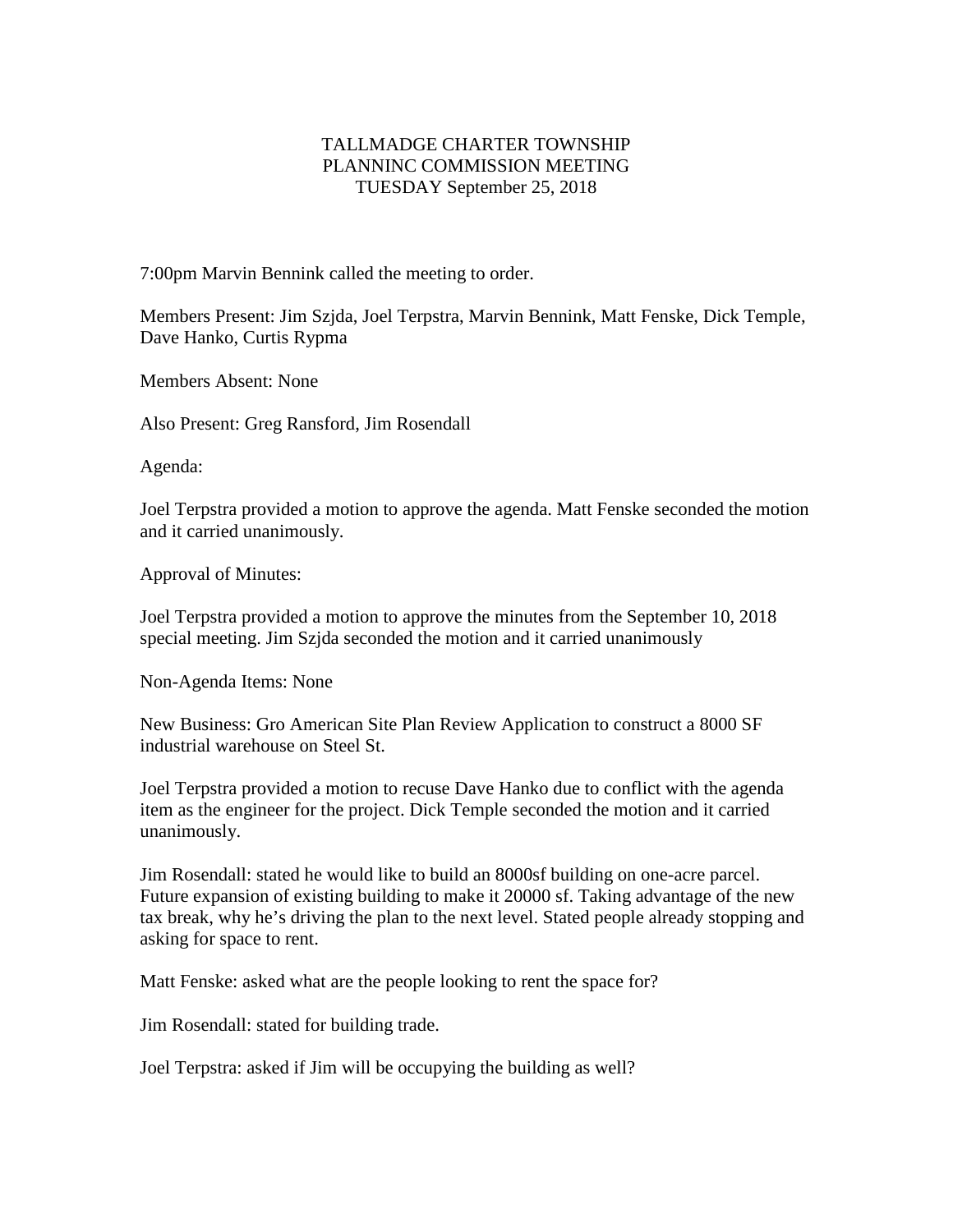# TALLMADGE CHARTER TOWNSHIP
## PLANNINC COMMISSION MEETING
### TUESDAY September 25, 2018

7:00pm Marvin Bennink called the meeting to order.

Members Present: Jim Szjda, Joel Terpstra, Marvin Bennink, Matt Fenske, Dick Temple, Dave Hanko, Curtis Rypma

Members Absent: None

Also Present: Greg Ransford, Jim Rosendall

Agenda:

Joel Terpstra provided a motion to approve the agenda. Matt Fenske seconded the motion and it carried unanimously.

Approval of Minutes:

Joel Terpstra provided a motion to approve the minutes from the September 10, 2018 special meeting. Jim Szjda seconded the motion and it carried unanimously

Non-Agenda Items: None

New Business: Gro American Site Plan Review Application to construct a 8000 SF industrial warehouse on Steel St.

Joel Terpstra provided a motion to recuse Dave Hanko due to conflict with the agenda item as the engineer for the project. Dick Temple seconded the motion and it carried unanimously.

Jim Rosendall: stated he would like to build an 8000sf building on one-acre parcel. Future expansion of existing building to make it 20000 sf. Taking advantage of the new tax break, why he's driving the plan to the next level. Stated people already stopping and asking for space to rent.

Matt Fenske: asked what are the people looking to rent the space for?

Jim Rosendall: stated for building trade.

Joel Terpstra: asked if Jim will be occupying the building as well?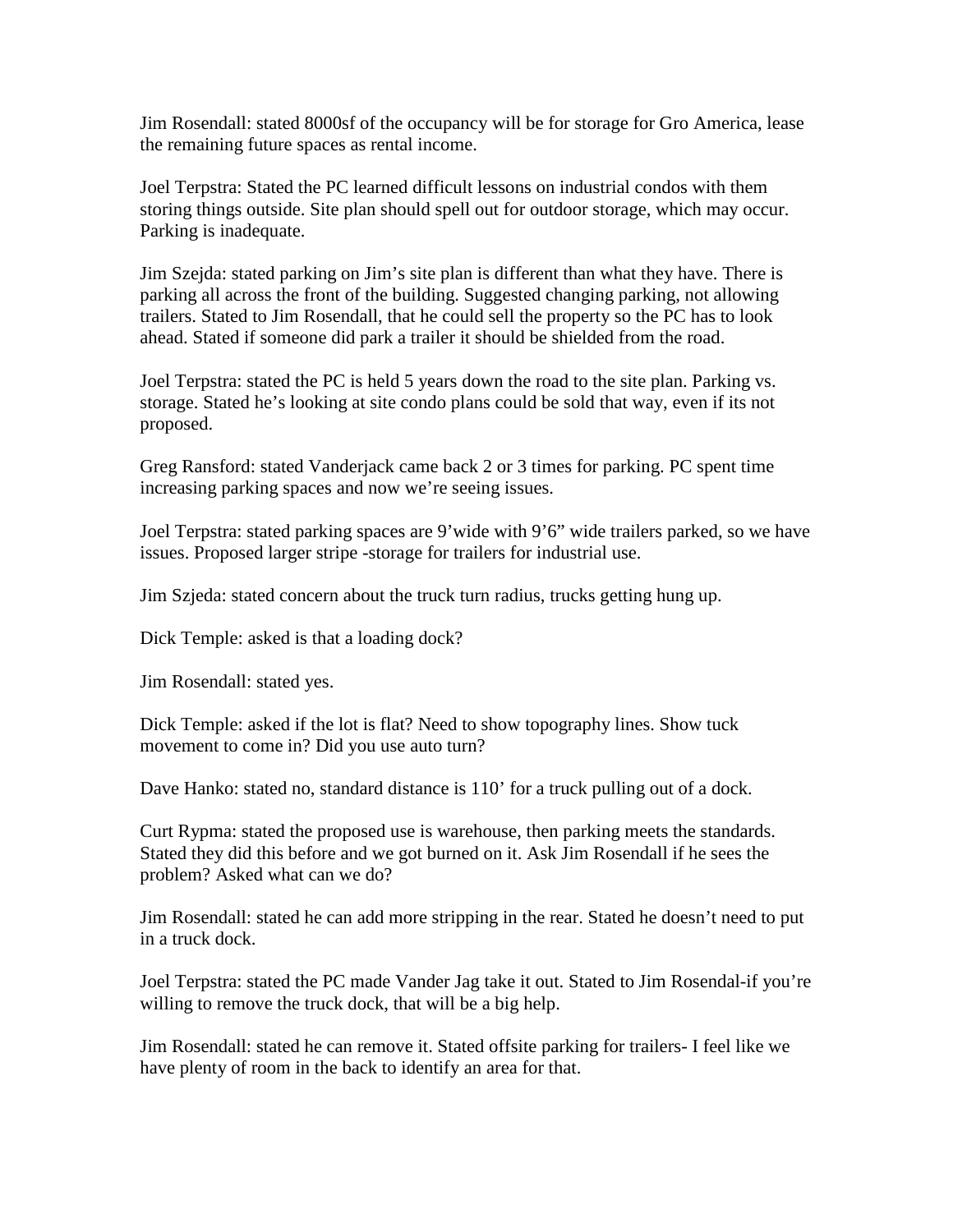Jim Rosendall: stated 8000sf of the occupancy will be for storage for Gro America, lease the remaining future spaces as rental income.

Joel Terpstra: Stated the PC learned difficult lessons on industrial condos with them storing things outside. Site plan should spell out for outdoor storage, which may occur. Parking is inadequate.

Jim Szejda: stated parking on Jim's site plan is different than what they have. There is parking all across the front of the building. Suggested changing parking, not allowing trailers. Stated to Jim Rosendall, that he could sell the property so the PC has to look ahead. Stated if someone did park a trailer it should be shielded from the road.

Joel Terpstra: stated the PC is held 5 years down the road to the site plan. Parking vs. storage. Stated he's looking at site condo plans could be sold that way, even if its not proposed.

Greg Ransford: stated Vanderjack came back 2 or 3 times for parking. PC spent time increasing parking spaces and now we're seeing issues.

Joel Terpstra: stated parking spaces are 9'wide with 9'6" wide trailers parked, so we have issues. Proposed larger stripe -storage for trailers for industrial use.

Jim Szjeda: stated concern about the truck turn radius, trucks getting hung up.

Dick Temple: asked is that a loading dock?

Jim Rosendall: stated yes.

Dick Temple: asked if the lot is flat? Need to show topography lines. Show tuck movement to come in? Did you use auto turn?

Dave Hanko: stated no, standard distance is 110' for a truck pulling out of a dock.

Curt Rypma: stated the proposed use is warehouse, then parking meets the standards. Stated they did this before and we got burned on it. Ask Jim Rosendall if he sees the problem? Asked what can we do?

Jim Rosendall: stated he can add more stripping in the rear. Stated he doesn't need to put in a truck dock.

Joel Terpstra: stated the PC made Vander Jag take it out. Stated to Jim Rosendal-if you're willing to remove the truck dock, that will be a big help.

Jim Rosendall: stated he can remove it. Stated offsite parking for trailers- I feel like we have plenty of room in the back to identify an area for that.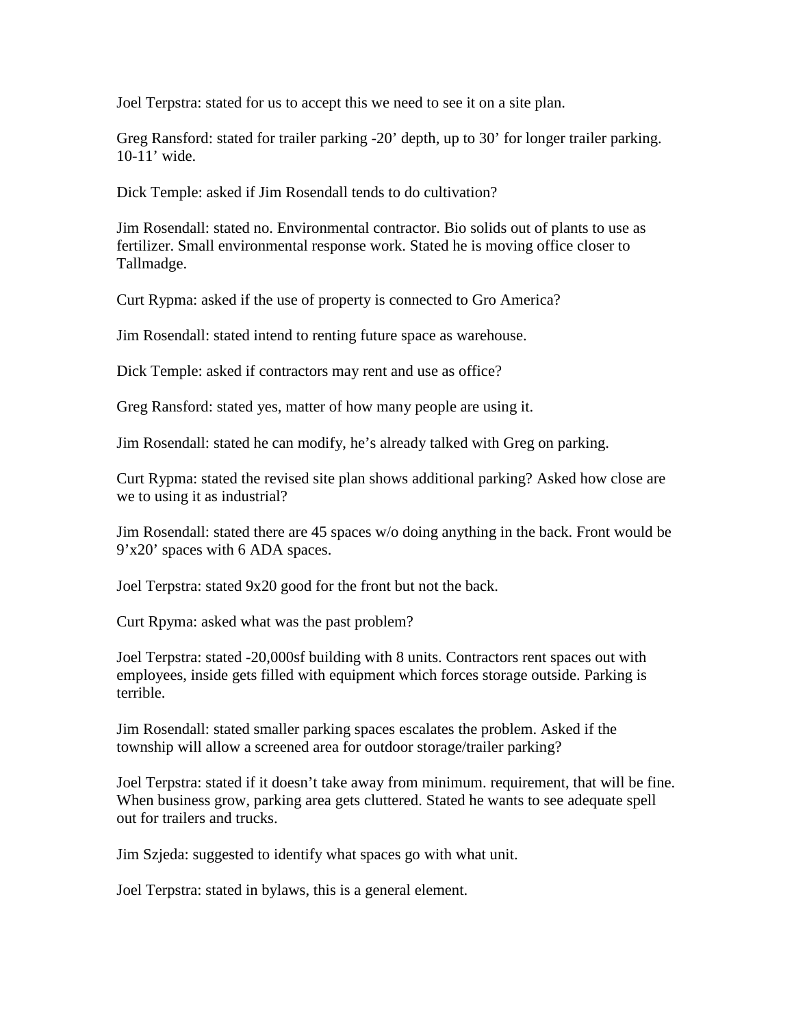Joel Terpstra: stated for us to accept this we need to see it on a site plan.

Greg Ransford: stated for trailer parking -20' depth, up to 30' for longer trailer parking. 10-11' wide.

Dick Temple: asked if Jim Rosendall tends to do cultivation?

Jim Rosendall: stated no. Environmental contractor. Bio solids out of plants to use as fertilizer. Small environmental response work. Stated he is moving office closer to Tallmadge.

Curt Rypma: asked if the use of property is connected to Gro America?

Jim Rosendall: stated intend to renting future space as warehouse.

Dick Temple: asked if contractors may rent and use as office?

Greg Ransford: stated yes, matter of how many people are using it.

Jim Rosendall: stated he can modify, he's already talked with Greg on parking.

Curt Rypma: stated the revised site plan shows additional parking? Asked how close are we to using it as industrial?

Jim Rosendall: stated there are 45 spaces w/o doing anything in the back. Front would be 9'x20' spaces with 6 ADA spaces.

Joel Terpstra: stated 9x20 good for the front but not the back.

Curt Rpyma: asked what was the past problem?

Joel Terpstra: stated -20,000sf building with 8 units. Contractors rent spaces out with employees, inside gets filled with equipment which forces storage outside. Parking is terrible.

Jim Rosendall: stated smaller parking spaces escalates the problem. Asked if the township will allow a screened area for outdoor storage/trailer parking?

Joel Terpstra: stated if it doesn't take away from minimum. requirement, that will be fine. When business grow, parking area gets cluttered. Stated he wants to see adequate spell out for trailers and trucks.

Jim Szjeda: suggested to identify what spaces go with what unit.

Joel Terpstra: stated in bylaws, this is a general element.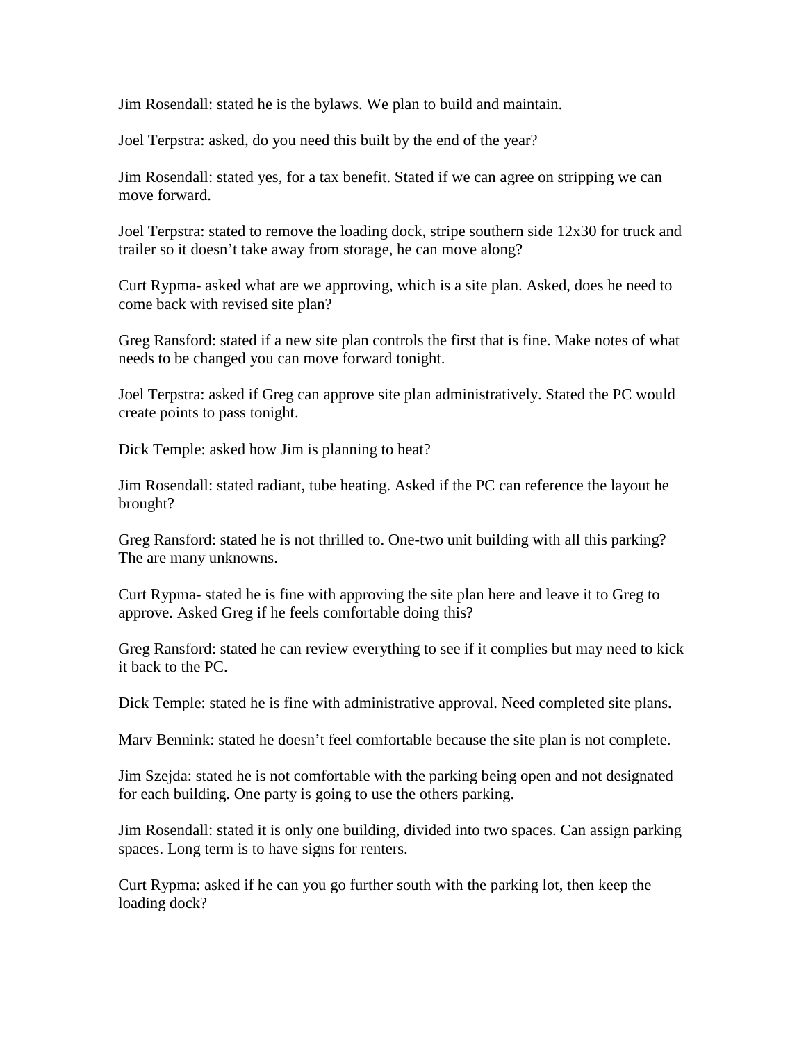Jim Rosendall: stated he is the bylaws. We plan to build and maintain.

Joel Terpstra: asked, do you need this built by the end of the year?

Jim Rosendall: stated yes, for a tax benefit. Stated if we can agree on stripping we can move forward.

Joel Terpstra: stated to remove the loading dock, stripe southern side 12x30 for truck and trailer so it doesn't take away from storage, he can move along?

Curt Rypma- asked what are we approving, which is a site plan. Asked, does he need to come back with revised site plan?

Greg Ransford: stated if a new site plan controls the first that is fine. Make notes of what needs to be changed you can move forward tonight.

Joel Terpstra: asked if Greg can approve site plan administratively. Stated the PC would create points to pass tonight.

Dick Temple: asked how Jim is planning to heat?

Jim Rosendall: stated radiant, tube heating. Asked if the PC can reference the layout he brought?

Greg Ransford: stated he is not thrilled to. One-two unit building with all this parking? The are many unknowns.

Curt Rypma- stated he is fine with approving the site plan here and leave it to Greg to approve. Asked Greg if he feels comfortable doing this?

Greg Ransford: stated he can review everything to see if it complies but may need to kick it back to the PC.

Dick Temple: stated he is fine with administrative approval. Need completed site plans.

Marv Bennink: stated he doesn't feel comfortable because the site plan is not complete.

Jim Szejda: stated he is not comfortable with the parking being open and not designated for each building. One party is going to use the others parking.

Jim Rosendall: stated it is only one building, divided into two spaces. Can assign parking spaces. Long term is to have signs for renters.

Curt Rypma: asked if he can you go further south with the parking lot, then keep the loading dock?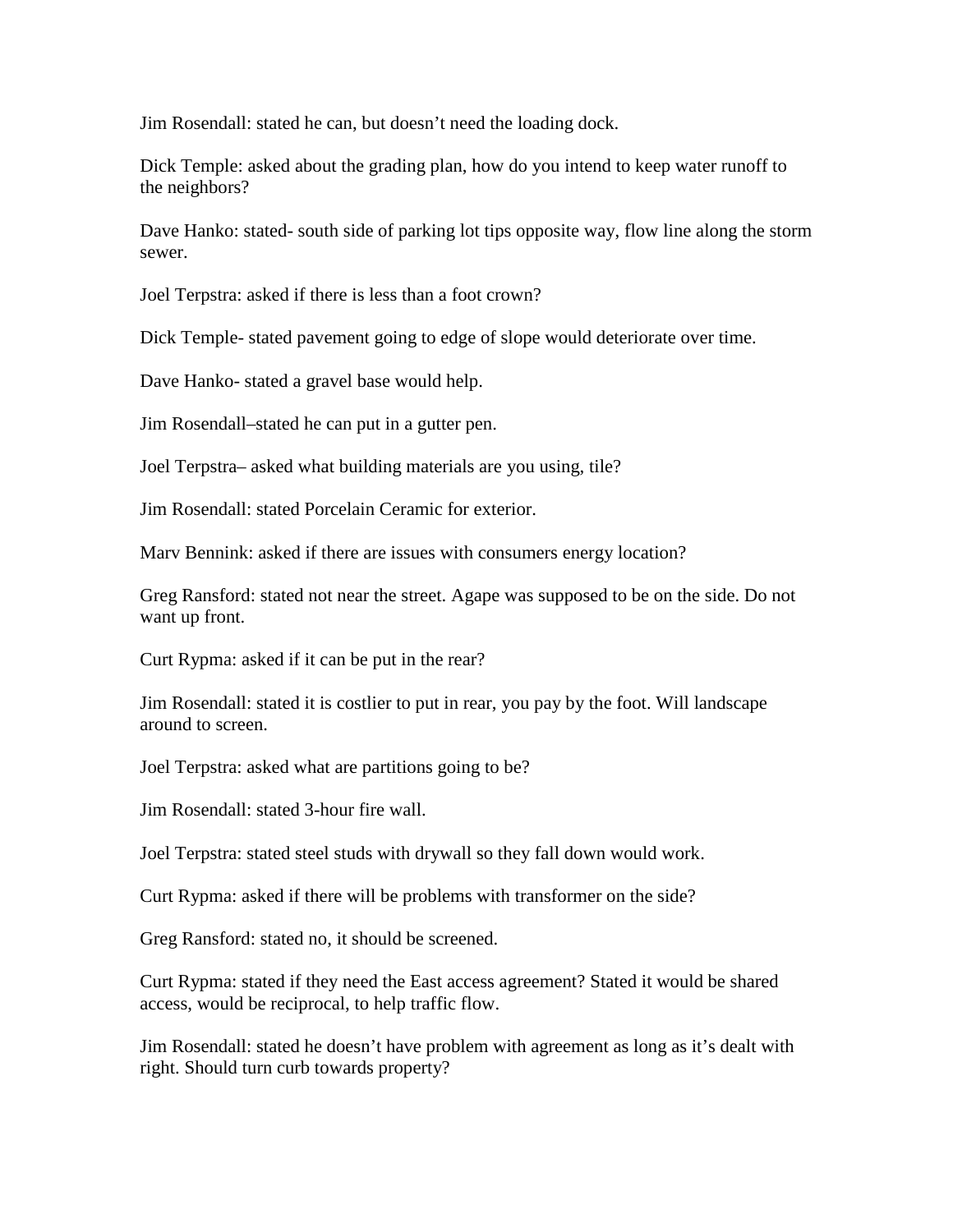Jim Rosendall: stated he can, but doesn't need the loading dock.

Dick Temple: asked about the grading plan, how do you intend to keep water runoff to the neighbors?

Dave Hanko: stated- south side of parking lot tips opposite way, flow line along the storm sewer.

Joel Terpstra: asked if there is less than a foot crown?

Dick Temple- stated pavement going to edge of slope would deteriorate over time.

Dave Hanko- stated a gravel base would help.

Jim Rosendall–stated he can put in a gutter pen.

Joel Terpstra– asked what building materials are you using, tile?

Jim Rosendall: stated Porcelain Ceramic for exterior.

Marv Bennink: asked if there are issues with consumers energy location?

Greg Ransford: stated not near the street. Agape was supposed to be on the side. Do not want up front.

Curt Rypma: asked if it can be put in the rear?

Jim Rosendall: stated it is costlier to put in rear, you pay by the foot. Will landscape around to screen.

Joel Terpstra: asked what are partitions going to be?

Jim Rosendall: stated 3-hour fire wall.

Joel Terpstra: stated steel studs with drywall so they fall down would work.

Curt Rypma: asked if there will be problems with transformer on the side?

Greg Ransford: stated no, it should be screened.

Curt Rypma: stated if they need the East access agreement? Stated it would be shared access, would be reciprocal, to help traffic flow.

Jim Rosendall: stated he doesn't have problem with agreement as long as it's dealt with right. Should turn curb towards property?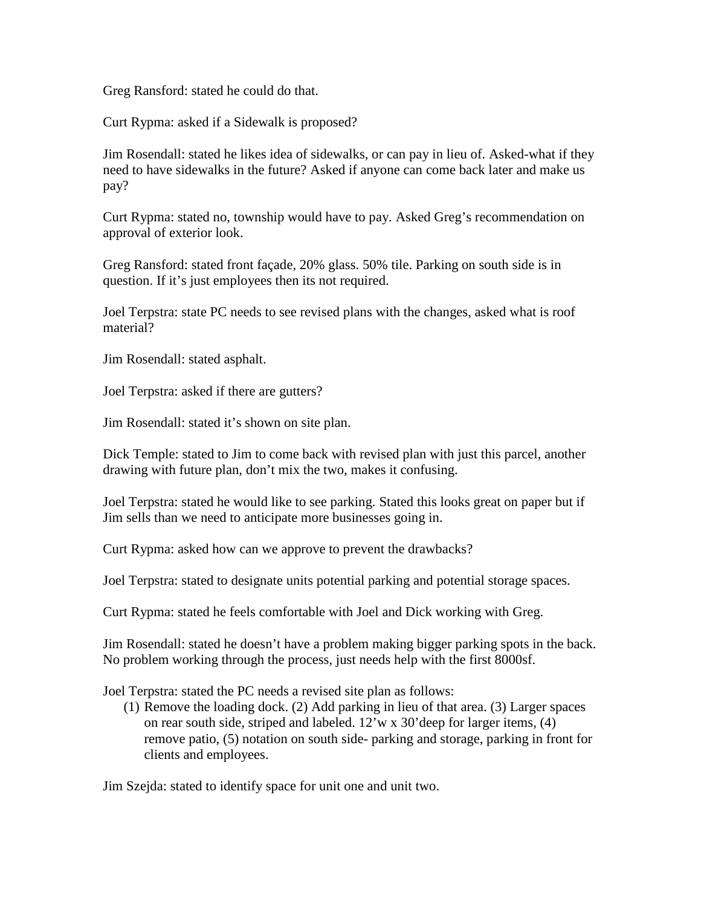Greg Ransford: stated he could do that.

Curt Rypma: asked if a Sidewalk is proposed?

Jim Rosendall: stated he likes idea of sidewalks, or can pay in lieu of. Asked-what if they need to have sidewalks in the future? Asked if anyone can come back later and make us pay?

Curt Rypma: stated no, township would have to pay. Asked Greg's recommendation on approval of exterior look.

Greg Ransford: stated front façade, 20% glass. 50% tile. Parking on south side is in question. If it's just employees then its not required.

Joel Terpstra: state PC needs to see revised plans with the changes, asked what is roof material?

Jim Rosendall: stated asphalt.

Joel Terpstra: asked if there are gutters?

Jim Rosendall: stated it's shown on site plan.

Dick Temple: stated to Jim to come back with revised plan with just this parcel, another drawing with future plan, don't mix the two, makes it confusing.

Joel Terpstra: stated he would like to see parking. Stated this looks great on paper but if Jim sells than we need to anticipate more businesses going in.

Curt Rypma: asked how can we approve to prevent the drawbacks?

Joel Terpstra: stated to designate units potential parking and potential storage spaces.

Curt Rypma: stated he feels comfortable with Joel and Dick working with Greg.

Jim Rosendall: stated he doesn't have a problem making bigger parking spots in the back. No problem working through the process, just needs help with the first 8000sf.

Joel Terpstra: stated the PC needs a revised site plan as follows:

(1) Remove the loading dock. (2) Add parking in lieu of that area. (3) Larger spaces on rear south side, striped and labeled. 12'w x 30'deep for larger items, (4) remove patio, (5) notation on south side- parking and storage, parking in front for clients and employees.

Jim Szejda: stated to identify space for unit one and unit two.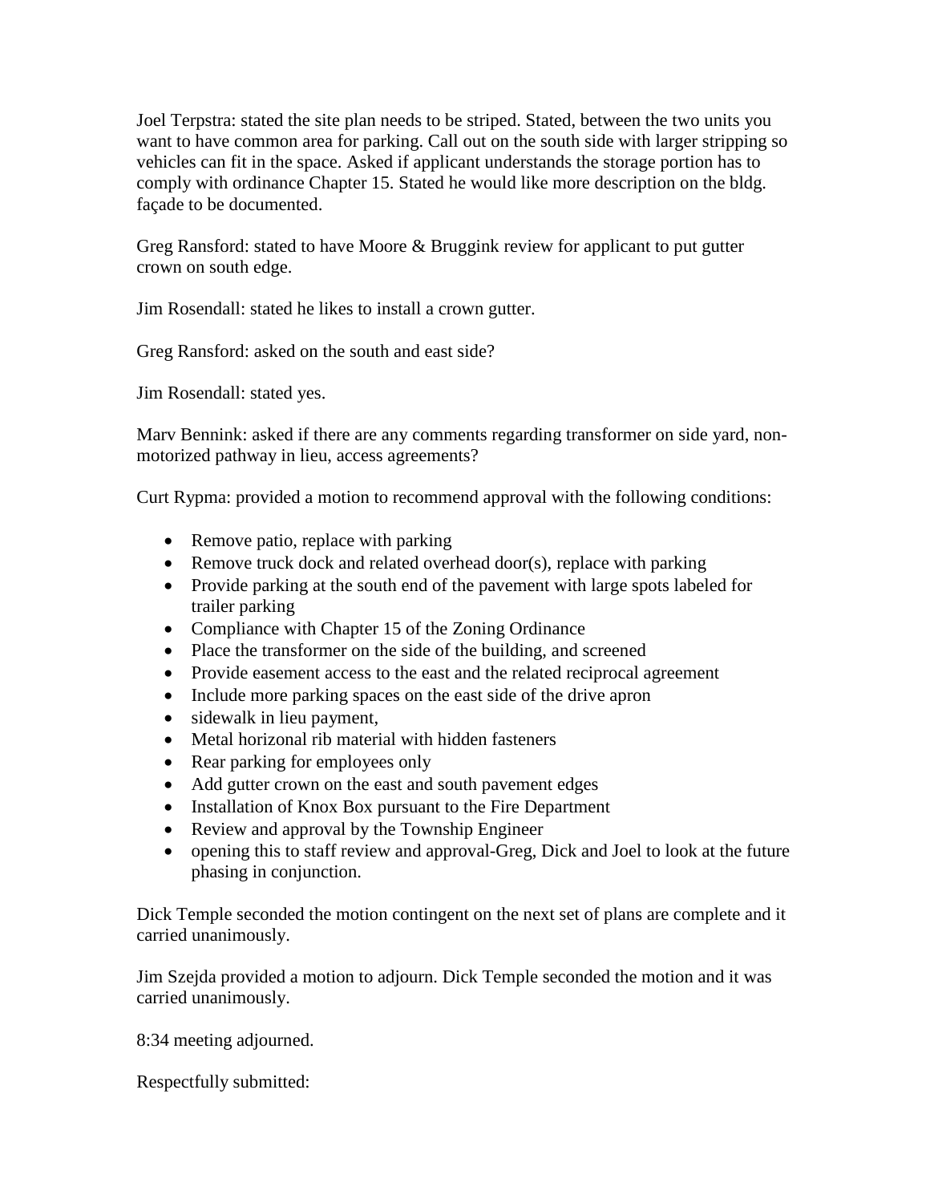Joel Terpstra: stated the site plan needs to be striped. Stated, between the two units you want to have common area for parking. Call out on the south side with larger stripping so vehicles can fit in the space. Asked if applicant understands the storage portion has to comply with ordinance Chapter 15. Stated he would like more description on the bldg. façade to be documented.

Greg Ransford: stated to have Moore & Bruggink review for applicant to put gutter crown on south edge.

Jim Rosendall: stated he likes to install a crown gutter.

Greg Ransford: asked on the south and east side?

Jim Rosendall: stated yes.

Marv Bennink: asked if there are any comments regarding transformer on side yard, non-motorized pathway in lieu, access agreements?

Curt Rypma: provided a motion to recommend approval with the following conditions:

- Remove patio, replace with parking
- Remove truck dock and related overhead door(s), replace with parking
- Provide parking at the south end of the pavement with large spots labeled for trailer parking
- Compliance with Chapter 15 of the Zoning Ordinance
- Place the transformer on the side of the building, and screened
- Provide easement access to the east and the related reciprocal agreement
- Include more parking spaces on the east side of the drive apron
- sidewalk in lieu payment,
- Metal horizonal rib material with hidden fasteners
- Rear parking for employees only
- Add gutter crown on the east and south pavement edges
- Installation of Knox Box pursuant to the Fire Department
- Review and approval by the Township Engineer
- opening this to staff review and approval-Greg, Dick and Joel to look at the future phasing in conjunction.

Dick Temple seconded the motion contingent on the next set of plans are complete and it carried unanimously.

Jim Szejda provided a motion to adjourn. Dick Temple seconded the motion and it was carried unanimously.

8:34 meeting adjourned.

Respectfully submitted: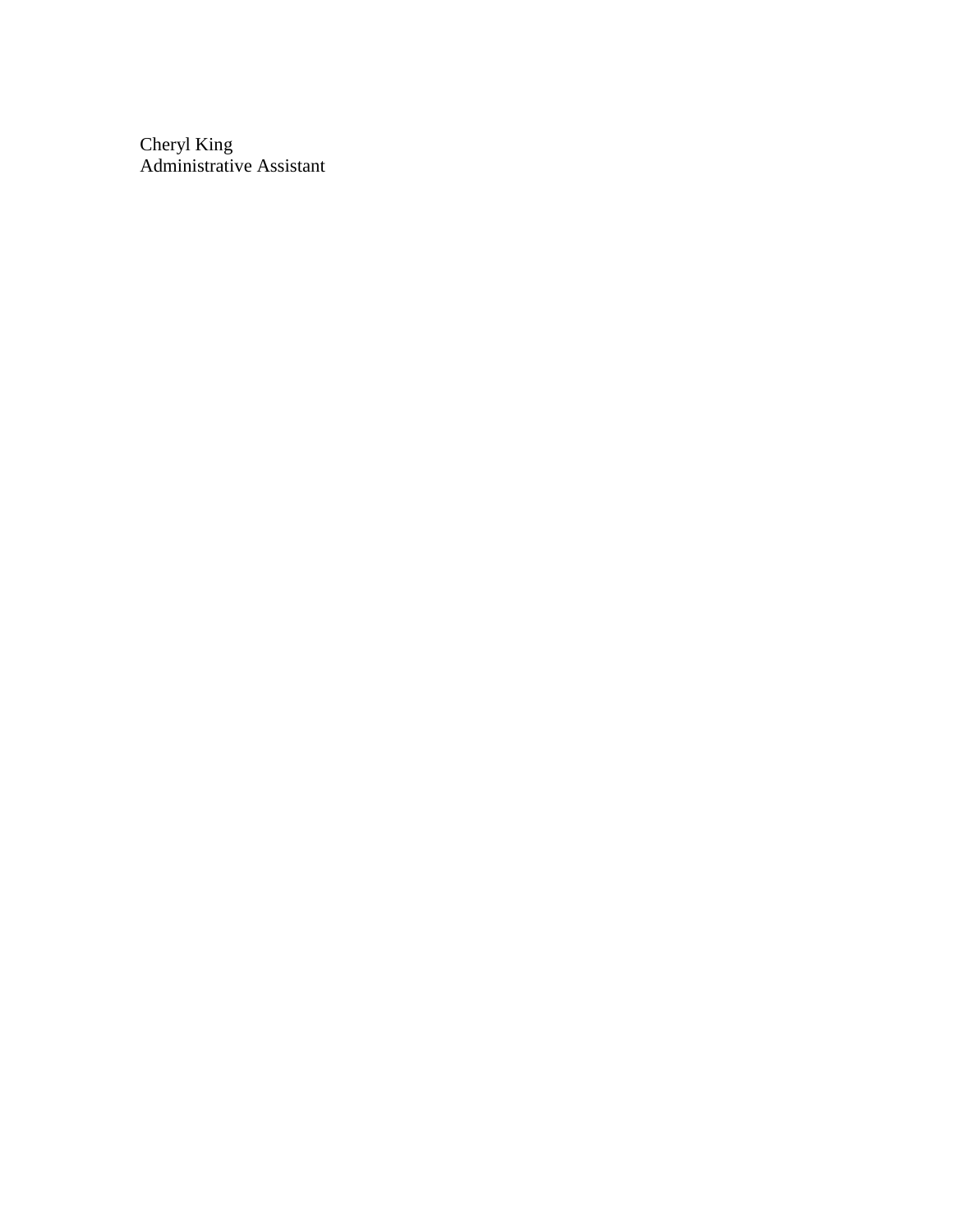Cheryl King
Administrative Assistant